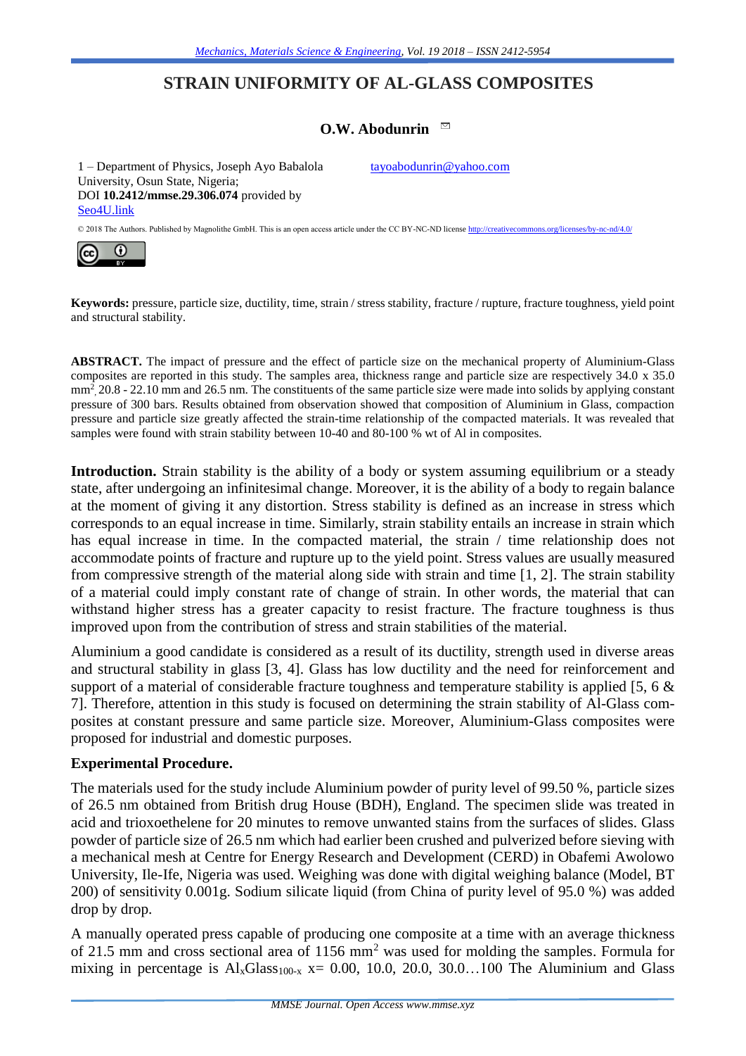# STRAIN UNIFORMITY OF AL-GLASS COMPOSITES

**O.W. Abodunrin**

1 – Department of Physics, Joseph Ayo Babalola University, Osun State, Nigeria;

tayoabodunrin@yahoo.com

DOI **10.2412/mmse.29.306.074** provided by Seo4U.link

© 2018 The Authors. Published by Magnolithe GmbH. This is an open access article under the CC BY-NC-ND license http://creativecommons.org/licenses/by-nc-nd/4.0/

**Keywords:** pressure, particle size, ductility, time, strain / stress stability, fracture / rupture, fracture toughness, yield point and structural stability.

**ABSTRACT.** The impact of pressure and the effect of particle size on the mechanical property of Aluminium-Glass composites are reported in this study. The samples area, thickness range and particle size are respectively 34.0 x 35.0 $mm^2$, 20.8 - 22.10 mm and 26.5 nm. The constituents of the same particle size were made into solids by applying constant pressure of 300 bars. Results obtained from observation showed that composition of Aluminium in Glass, compaction pressure and particle size greatly affected the strain-time relationship of the compacted materials. It was revealed that samples were found with strain stability between 10-40 and 80-100 % wt of Al in composites.

**Introduction.** Strain stability is the ability of a body or system assuming equilibrium or a steady state, after undergoing an infinitesimal change. Moreover, it is the ability of a body to regain balance at the moment of giving it any distortion. Stress stability is defined as an increase in stress which corresponds to an equal increase in time. Similarly, strain stability entails an increase in strain which has equal increase in time. In the compacted material, the strain / time relationship does not accommodate points of fracture and rupture up to the yield point. Stress values are usually measured from compressive strength of the material along side with strain and time [1, 2]. The strain stability of a material could imply constant rate of change of strain. In other words, the material that can withstand higher stress has a greater capacity to resist fracture. The fracture toughness is thus improved upon from the contribution of stress and strain stabilities of the material.

Aluminium a good candidate is considered as a result of its ductility, strength used in diverse areas and structural stability in glass [3, 4]. Glass has low ductility and the need for reinforcement and support of a material of considerable fracture toughness and temperature stability is applied [5, 6 & 7]. Therefore, attention in this study is focused on determining the strain stability of Al-Glass composites at constant pressure and same particle size. Moreover, Aluminium-Glass composites were proposed for industrial and domestic purposes.

## Experimental Procedure.

The materials used for the study include Aluminium powder of purity level of 99.50 %, particle sizes of 26.5 nm obtained from British drug House (BDH), England. The specimen slide was treated in acid and trioxoethelene for 20 minutes to remove unwanted stains from the surfaces of slides. Glass powder of particle size of 26.5 nm which had earlier been crushed and pulverized before sieving with a mechanical mesh at Centre for Energy Research and Development (CERD) in Obafemi Awolowo University, Ile-Ife, Nigeria was used. Weighing was done with digital weighing balance (Model, BT 200) of sensitivity 0.001g. Sodium silicate liquid (from China of purity level of 95.0 %) was added drop by drop.

A manually operated press capable of producing one composite at a time with an average thickness of 21.5 mm and cross sectional area of 1156 $mm^2$ was used for molding the samples. Formula for mixing in percentage is $Al_xGlass_{100-x}$ x= 0.00, 10.0, 20.0, 30.0…100 The Aluminium and Glass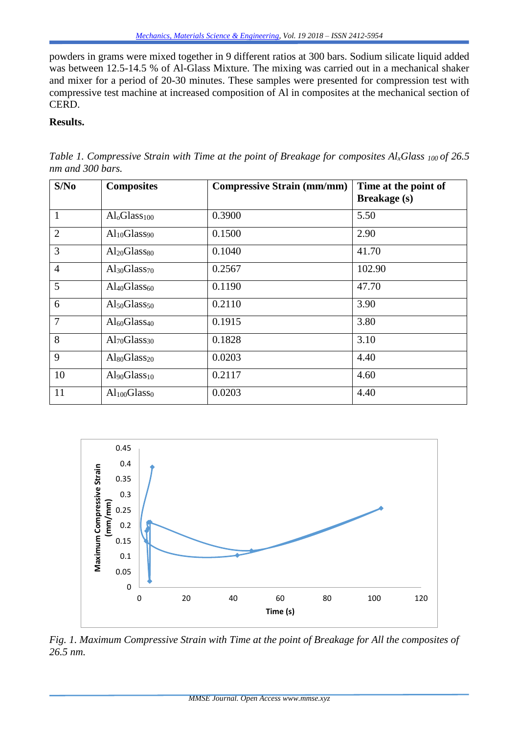powders in grams were mixed together in 9 different ratios at 300 bars. Sodium silicate liquid added was between 12.5-14.5 % of Al-Glass Mixture. The mixing was carried out in a mechanical shaker and mixer for a period of 20-30 minutes. These samples were presented for compression test with compressive test machine at increased composition of Al in composites at the mechanical section of CERD.

**Results.**

*Table 1. Compressive Strain with Time at the point of Breakage for composites $Al_xGlass_{100}$ of 26.5 nm and 300 bars.*

| S/No | Composites | Compressive Strain (mm/mm) | Time at the point of Breakage (s) |
|---|---|---|---|
| 1 | $Al_oGlass_{100}$ | 0.3900 | 5.50 |
| 2 | $Al_{10}Glass_{90}$ | 0.1500 | 2.90 |
| 3 | $Al_{20}Glass_{80}$ | 0.1040 | 41.70 |
| 4 | $Al_{30}Glass_{70}$ | 0.2567 | 102.90 |
| 5 | $Al_{40}Glass_{60}$ | 0.1190 | 47.70 |
| 6 | $Al_{50}Glass_{50}$ | 0.2110 | 3.90 |
| 7 | $Al_{60}Glass_{40}$ | 0.1915 | 3.80 |
| 8 | $Al_{70}Glass_{30}$ | 0.1828 | 3.10 |
| 9 | $Al_{80}Glass_{20}$ | 0.0203 | 4.40 |
| 10 | $Al_{90}Glass_{10}$ | 0.2117 | 4.60 |
| 11 | $Al_{100}Glass_0$ | 0.0203 | 4.40 |

*Fig. 1. Maximum Compressive Strain with Time at the point of Breakage for All the composites of 26.5 nm.*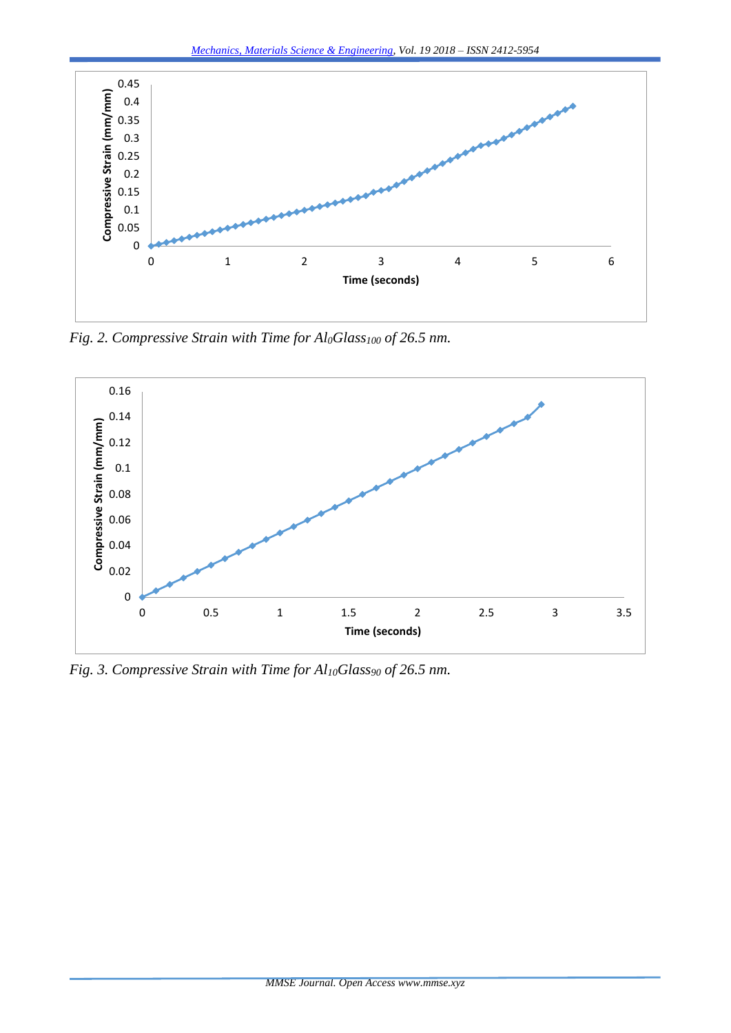*Fig. 2. Compressive Strain with Time for $Al_0Glass_{100}$ of 26.5 nm.*

*Fig. 3. Compressive Strain with Time for $Al_{10}Glass_{90}$ of 26.5 nm.*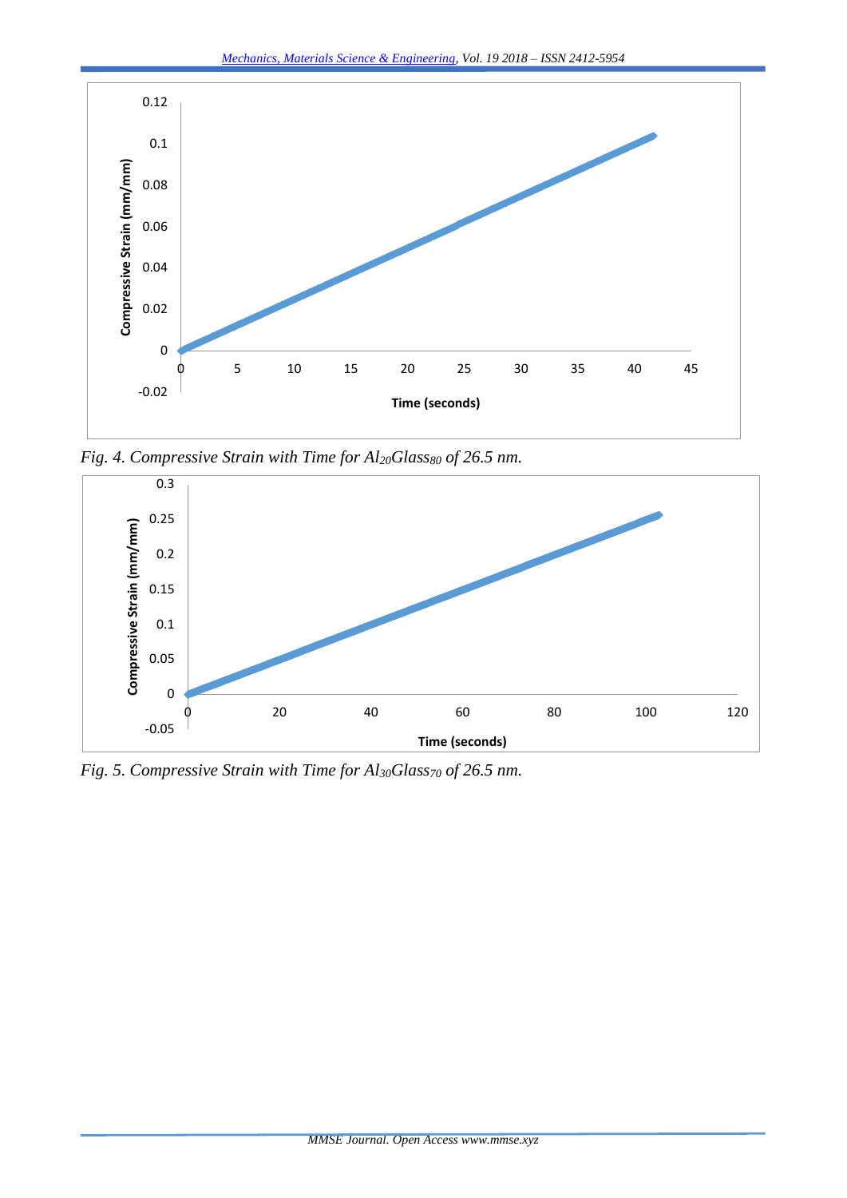*Fig. 4. Compressive Strain with Time for $Al_{20}Glass_{80}$ of 26.5 nm.*

*Fig. 5. Compressive Strain with Time for $Al_{30}Glass_{70}$ of 26.5 nm.*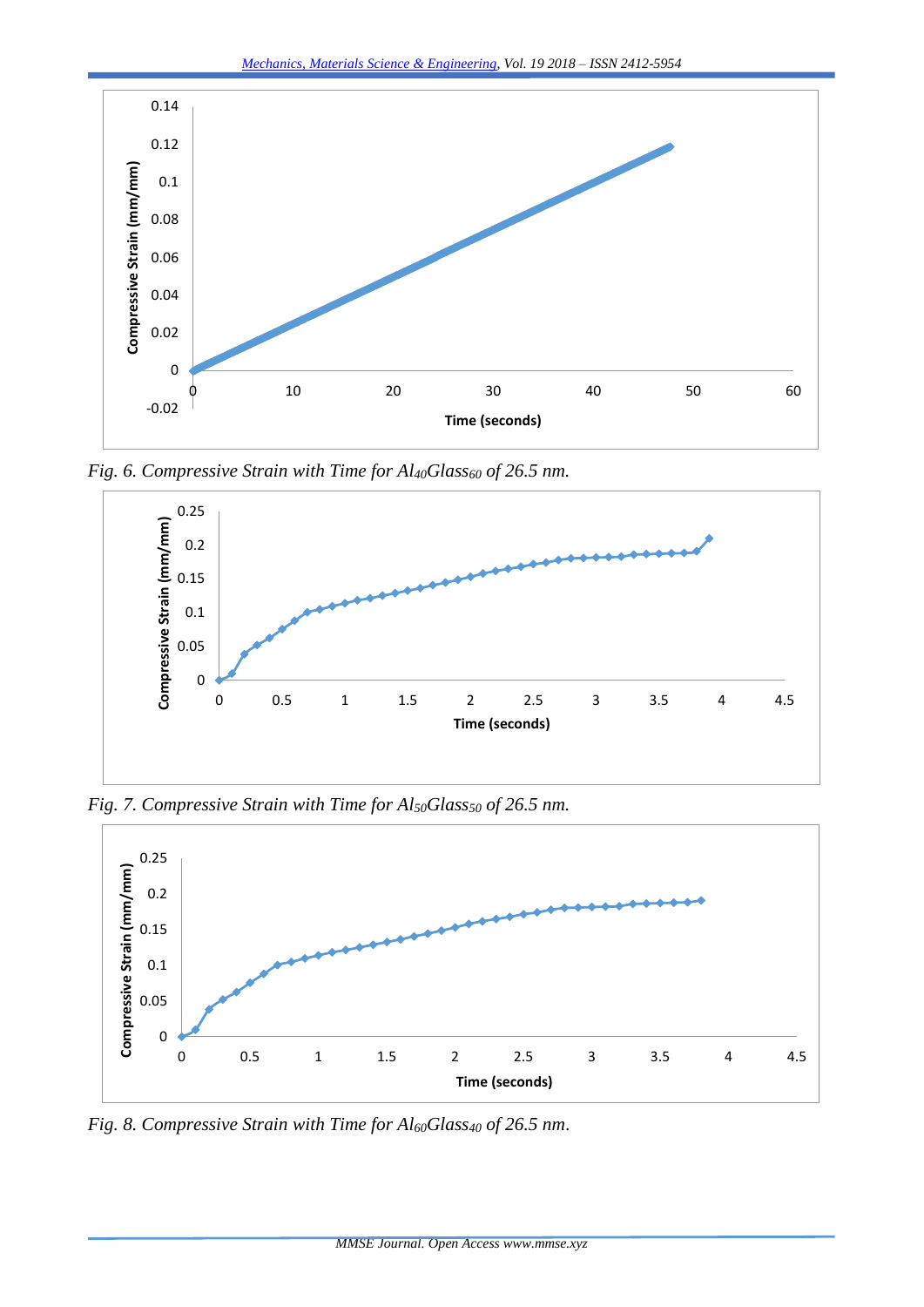*Fig. 6. Compressive Strain with Time for $Al_{40}Glass_{60}$ of 26.5 nm.*

*Fig. 7. Compressive Strain with Time for $Al_{50}Glass_{50}$ of 26.5 nm.*

*Fig. 8. Compressive Strain with Time for $Al_{60}Glass_{40}$ of 26.5 nm.*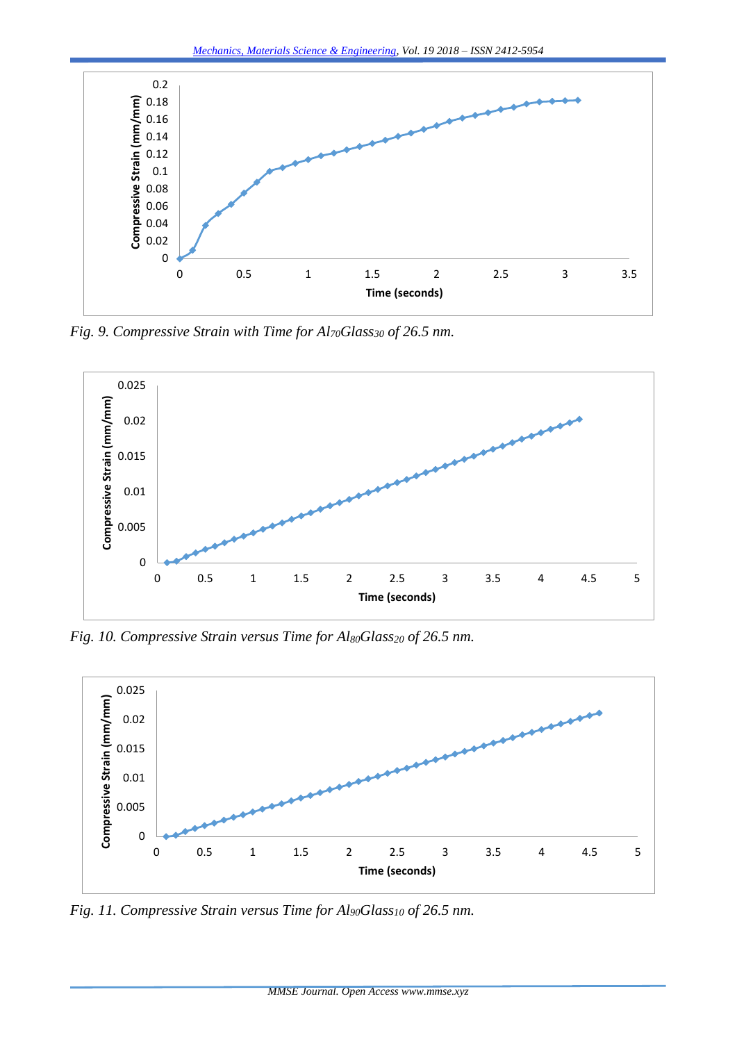*Fig. 9. Compressive Strain with Time for $Al_{70}Glass_{30}$ of 26.5 nm.*

*Fig. 10. Compressive Strain versus Time for $Al_{80}Glass_{20}$ of 26.5 nm.*

*Fig. 11. Compressive Strain versus Time for $Al_{90}Glass_{10}$ of 26.5 nm.*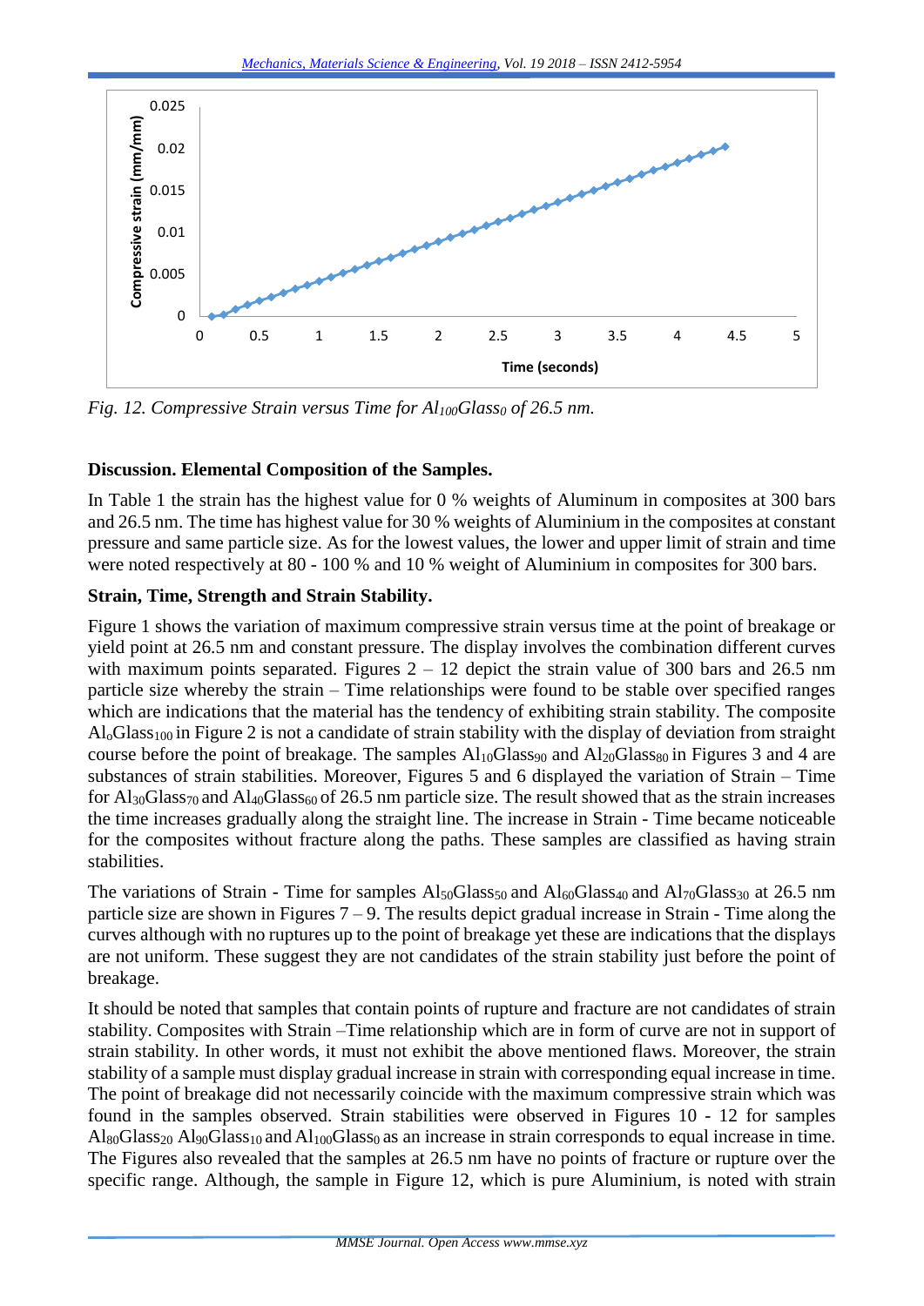Fig. 12. Compressive Strain versus Time for $Al_{100}Glass_0$ of 26.5 nm.

**Discussion. Elemental Composition of the Samples.**

In Table 1 the strain has the highest value for 0 % weights of Aluminum in composites at 300 bars and 26.5 nm. The time has highest value for 30 % weights of Aluminium in the composites at constant pressure and same particle size. As for the lowest values, the lower and upper limit of strain and time were noted respectively at 80 - 100 % and 10 % weight of Aluminium in composites for 300 bars.

**Strain, Time, Strength and Strain Stability.**

Figure 1 shows the variation of maximum compressive strain versus time at the point of breakage or yield point at 26.5 nm and constant pressure. The display involves the combination different curves with maximum points separated. Figures 2 – 12 depict the strain value of 300 bars and 26.5 nm particle size whereby the strain – Time relationships were found to be stable over specified ranges which are indications that the material has the tendency of exhibiting strain stability. The composite $Al_oGlass_{100}$ in Figure 2 is not a candidate of strain stability with the display of deviation from straight course before the point of breakage. The samples $Al_{10}Glass_{90}$ and $Al_{20}Glass_{80}$ in Figures 3 and 4 are substances of strain stabilities. Moreover, Figures 5 and 6 displayed the variation of Strain – Time for $Al_{30}Glass_{70}$ and $Al_{40}Glass_{60}$ of 26.5 nm particle size. The result showed that as the strain increases the time increases gradually along the straight line. The increase in Strain - Time became noticeable for the composites without fracture along the paths. These samples are classified as having strain stabilities.

The variations of Strain - Time for samples $Al_{50}Glass_{50}$ and $Al_{60}Glass_{40}$ and $Al_{70}Glass_{30}$ at 26.5 nm particle size are shown in Figures 7 – 9. The results depict gradual increase in Strain - Time along the curves although with no ruptures up to the point of breakage yet these are indications that the displays are not uniform. These suggest they are not candidates of the strain stability just before the point of breakage.

It should be noted that samples that contain points of rupture and fracture are not candidates of strain stability. Composites with Strain –Time relationship which are in form of curve are not in support of strain stability. In other words, it must not exhibit the above mentioned flaws. Moreover, the strain stability of a sample must display gradual increase in strain with corresponding equal increase in time. The point of breakage did not necessarily coincide with the maximum compressive strain which was found in the samples observed. Strain stabilities were observed in Figures 10 - 12 for samples $Al_{80}Glass_{20}$ $Al_{90}Glass_{10}$ and $Al_{100}Glass_0$ as an increase in strain corresponds to equal increase in time. The Figures also revealed that the samples at 26.5 nm have no points of fracture or rupture over the specific range. Although, the sample in Figure 12, which is pure Aluminium, is noted with strain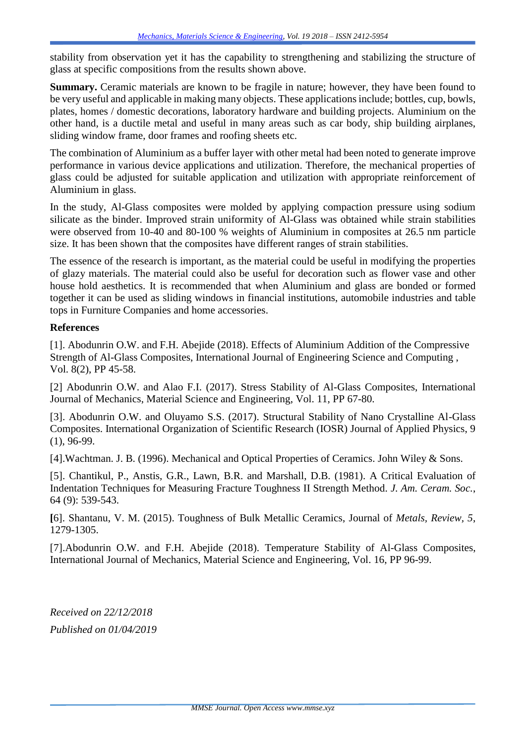stability from observation yet it has the capability to strengthening and stabilizing the structure of glass at specific compositions from the results shown above.

**Summary.** Ceramic materials are known to be fragile in nature; however, they have been found to be very useful and applicable in making many objects. These applications include; bottles, cup, bowls, plates, homes / domestic decorations, laboratory hardware and building projects. Aluminium on the other hand, is a ductile metal and useful in many areas such as car body, ship building airplanes, sliding window frame, door frames and roofing sheets etc.

The combination of Aluminium as a buffer layer with other metal had been noted to generate improve performance in various device applications and utilization. Therefore, the mechanical properties of glass could be adjusted for suitable application and utilization with appropriate reinforcement of Aluminium in glass.

In the study, Al-Glass composites were molded by applying compaction pressure using sodium silicate as the binder. Improved strain uniformity of Al-Glass was obtained while strain stabilities were observed from 10-40 and 80-100 % weights of Aluminium in composites at 26.5 nm particle size. It has been shown that the composites have different ranges of strain stabilities.

The essence of the research is important, as the material could be useful in modifying the properties of glazy materials. The material could also be useful for decoration such as flower vase and other house hold aesthetics. It is recommended that when Aluminium and glass are bonded or formed together it can be used as sliding windows in financial institutions, automobile industries and table tops in Furniture Companies and home accessories.

## References

[1]. Abodunrin O.W. and F.H. Abejide (2018). Effects of Aluminium Addition of the Compressive Strength of Al-Glass Composites, International Journal of Engineering Science and Computing , Vol. 8(2), PP 45-58.

[2] Abodunrin O.W. and Alao F.I. (2017). Stress Stability of Al-Glass Composites, International Journal of Mechanics, Material Science and Engineering, Vol. 11, PP 67-80.

[3]. Abodunrin O.W. and Oluyamo S.S. (2017). Structural Stability of Nano Crystalline Al-Glass Composites. International Organization of Scientific Research (IOSR) Journal of Applied Physics, 9 (1), 96-99.

[4].Wachtman. J. B. (1996). Mechanical and Optical Properties of Ceramics. John Wiley & Sons.

[5]. Chantikul, P., Anstis, G.R., Lawn, B.R. and Marshall, D.B. (1981). A Critical Evaluation of Indentation Techniques for Measuring Fracture Toughness II Strength Method. *J. Am. Ceram. Soc.*, 64 (9): 539-543.

**[**6]. Shantanu, V. M. (2015). Toughness of Bulk Metallic Ceramics, Journal of *Metals, Review, 5*, 1279-1305.

[7].Abodunrin O.W. and F.H. Abejide (2018). Temperature Stability of Al-Glass Composites, International Journal of Mechanics, Material Science and Engineering, Vol. 16, PP 96-99.

*Received on 22/12/2018*

*Published on 01/04/2019*